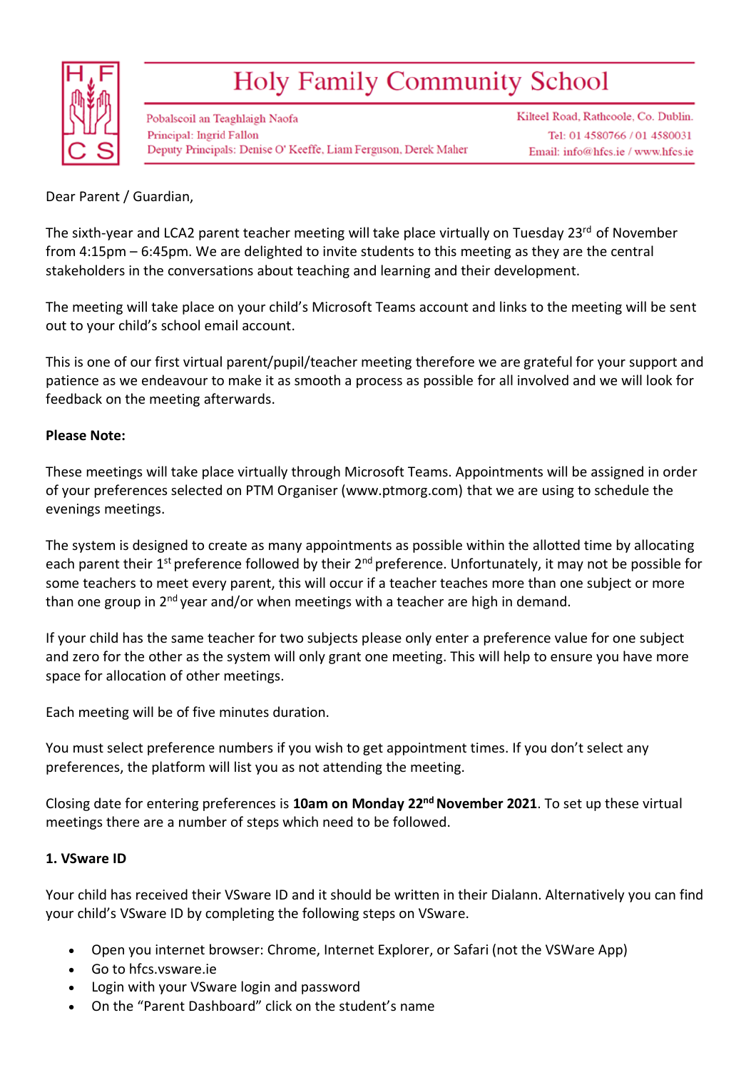# Holy Family Community School

Pobalscoil an Teaghlaigh Naofa
Principal: Ingrid Fallon
Deputy Principals: Denise O' Keeffe, Liam Ferguson, Derek Maher

Kilteel Road, Rathcoole, Co. Dublin.
Tel: 01 4580766 / 01 4580031
Email: info@hfcs.ie / www.hfcs.ie

Dear Parent / Guardian,

The sixth-year and LCA2 parent teacher meeting will take place virtually on Tuesday 23rd of November from 4:15pm – 6:45pm. We are delighted to invite students to this meeting as they are the central stakeholders in the conversations about teaching and learning and their development.

The meeting will take place on your child's Microsoft Teams account and links to the meeting will be sent out to your child's school email account.

This is one of our first virtual parent/pupil/teacher meeting therefore we are grateful for your support and patience as we endeavour to make it as smooth a process as possible for all involved and we will look for feedback on the meeting afterwards.

**Please Note:**

These meetings will take place virtually through Microsoft Teams. Appointments will be assigned in order of your preferences selected on PTM Organiser (www.ptmorg.com) that we are using to schedule the evenings meetings.

The system is designed to create as many appointments as possible within the allotted time by allocating each parent their 1st preference followed by their 2nd preference. Unfortunately, it may not be possible for some teachers to meet every parent, this will occur if a teacher teaches more than one subject or more than one group in 2nd year and/or when meetings with a teacher are high in demand.

If your child has the same teacher for two subjects please only enter a preference value for one subject and zero for the other as the system will only grant one meeting. This will help to ensure you have more space for allocation of other meetings.

Each meeting will be of five minutes duration.

You must select preference numbers if you wish to get appointment times. If you don't select any preferences, the platform will list you as not attending the meeting.

Closing date for entering preferences is **10am on Monday 22nd November 2021**. To set up these virtual meetings there are a number of steps which need to be followed.

**1. VSware ID**

Your child has received their VSware ID and it should be written in their Dialann. Alternatively you can find your child's VSware ID by completing the following steps on VSware.

- Open you internet browser: Chrome, Internet Explorer, or Safari (not the VSWare App)
- Go to hfcs.vsware.ie
- Login with your VSware login and password
- On the "Parent Dashboard" click on the student's name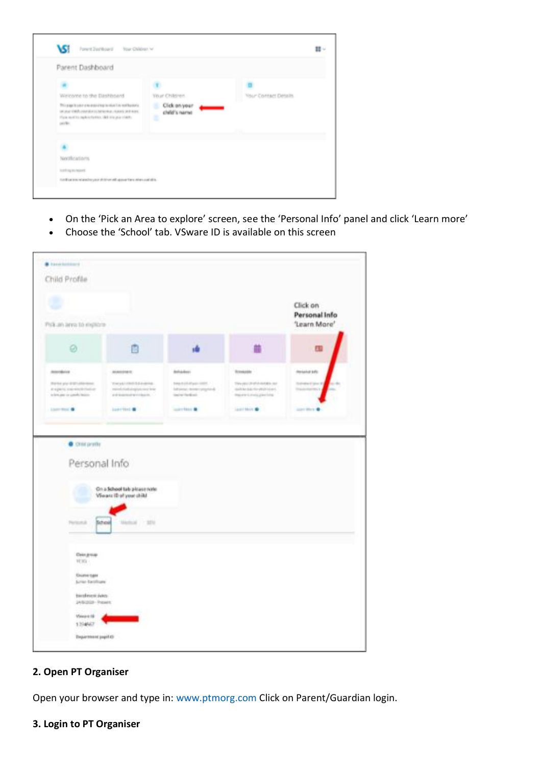- On the 'Pick an Area to explore' screen, see the 'Personal Info' panel and click 'Learn more'
- Choose the 'School' tab. VSware ID is available on this screen

**2. Open PT Organiser**

Open your browser and type in: www.ptmorg.com Click on Parent/Guardian login.

**3. Login to PT Organiser**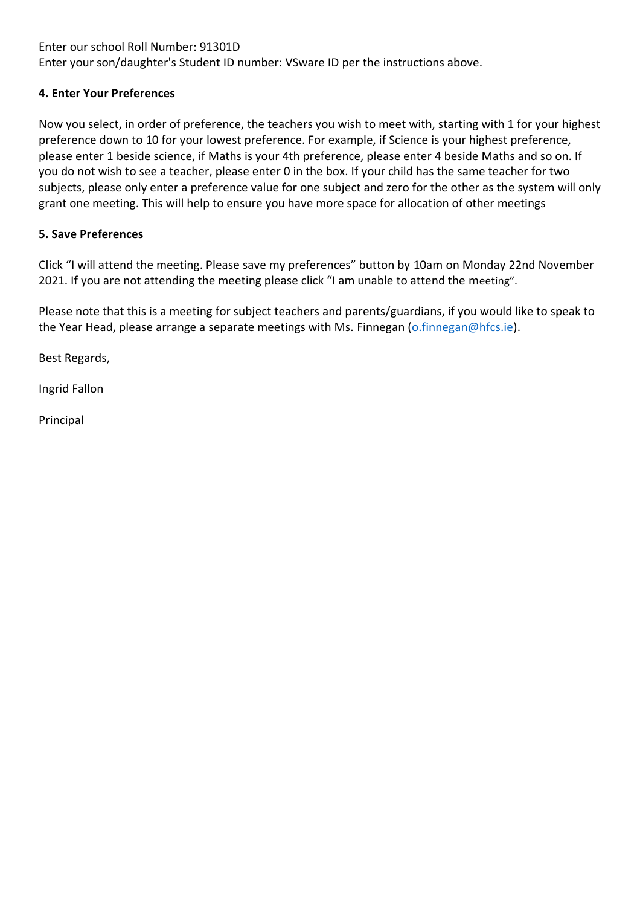Enter our school Roll Number: 91301D
Enter your son/daughter's Student ID number: VSware ID per the instructions above.

**4. Enter Your Preferences**

Now you select, in order of preference, the teachers you wish to meet with, starting with 1 for your highest preference down to 10 for your lowest preference. For example, if Science is your highest preference, please enter 1 beside science, if Maths is your 4th preference, please enter 4 beside Maths and so on. If you do not wish to see a teacher, please enter 0 in the box. If your child has the same teacher for two subjects, please only enter a preference value for one subject and zero for the other as the system will only grant one meeting. This will help to ensure you have more space for allocation of other meetings

**5. Save Preferences**

Click "I will attend the meeting. Please save my preferences" button by 10am on Monday 22nd November 2021. If you are not attending the meeting please click "I am unable to attend the meeting".

Please note that this is a meeting for subject teachers and parents/guardians, if you would like to speak to the Year Head, please arrange a separate meetings with Ms. Finnegan (o.finnegan@hfcs.ie).

Best Regards,

Ingrid Fallon

Principal